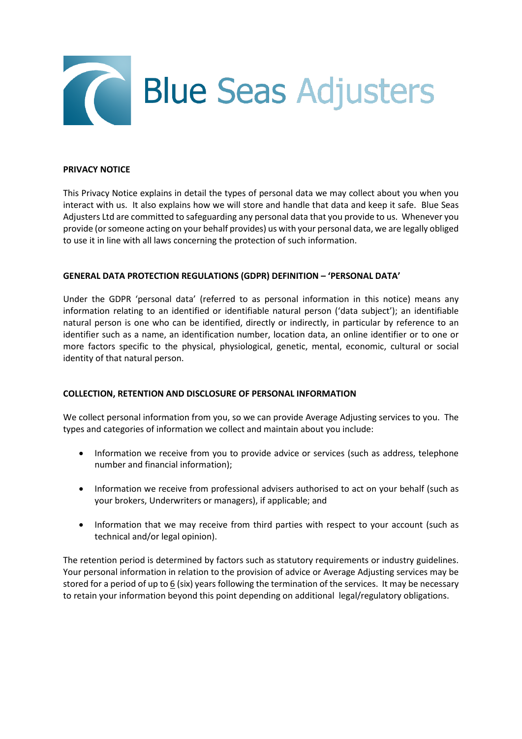# Blue Seas Adjusters

## PRIVACY NOTICE

This Privacy Notice explains in detail the types of personal data we may collect about you when you interact with us. It also explains how we will store and handle that data and keep it safe. Blue Seas Adjusters Ltd are committed to safeguarding any personal data that you provide to us. Whenever you provide (or someone acting on your behalf provides) us with your personal data, we are legally obliged to use it in line with all laws concerning the protection of such information.

## GENERAL DATA PROTECTION REGULATIONS (GDPR) DEFINITION – 'PERSONAL DATA'

Under the GDPR 'personal data' (referred to as personal information in this notice) means any information relating to an identified or identifiable natural person ('data subject'); an identifiable natural person is one who can be identified, directly or indirectly, in particular by reference to an identifier such as a name, an identification number, location data, an online identifier or to one or more factors specific to the physical, physiological, genetic, mental, economic, cultural or social identity of that natural person.

## COLLECTION, RETENTION AND DISCLOSURE OF PERSONAL INFORMATION

We collect personal information from you, so we can provide Average Adjusting services to you. The types and categories of information we collect and maintain about you include:

- Information we receive from you to provide advice or services (such as address, telephone number and financial information);
- Information we receive from professional advisers authorised to act on your behalf (such as your brokers, Underwriters or managers), if applicable; and
- Information that we may receive from third parties with respect to your account (such as technical and/or legal opinion).

The retention period is determined by factors such as statutory requirements or industry guidelines. Your personal information in relation to the provision of advice or Average Adjusting services may be stored for a period of up to 6 (six) years following the termination of the services. It may be necessary to retain your information beyond this point depending on additional legal/regulatory obligations.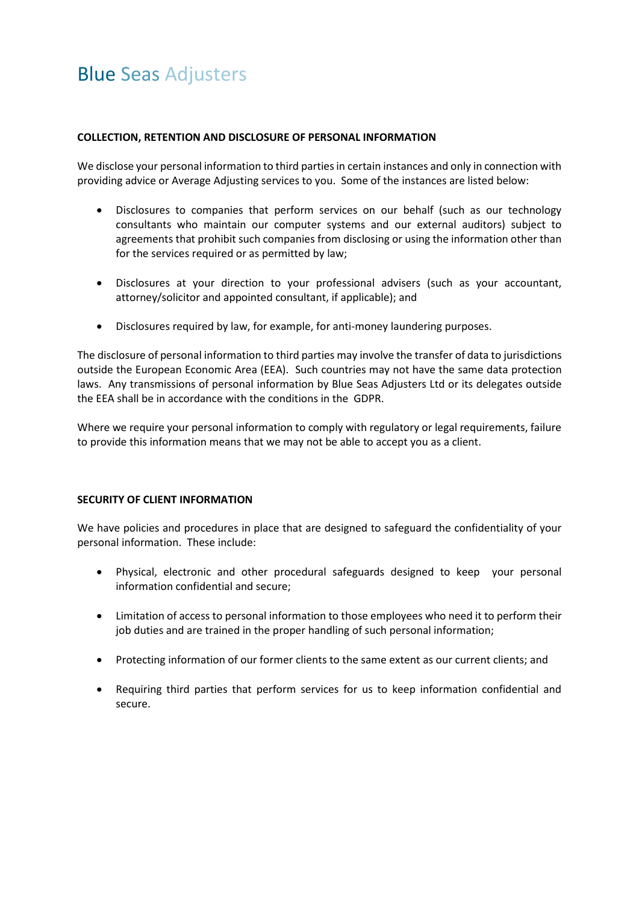# Blue Seas Adjusters

**COLLECTION, RETENTION AND DISCLOSURE OF PERSONAL INFORMATION**

We disclose your personal information to third parties in certain instances and only in connection with providing advice or Average Adjusting services to you. Some of the instances are listed below:

- Disclosures to companies that perform services on our behalf (such as our technology consultants who maintain our computer systems and our external auditors) subject to agreements that prohibit such companies from disclosing or using the information other than for the services required or as permitted by law;

- Disclosures at your direction to your professional advisers (such as your accountant, attorney/solicitor and appointed consultant, if applicable); and

- Disclosures required by law, for example, for anti-money laundering purposes.

The disclosure of personal information to third parties may involve the transfer of data to jurisdictions outside the European Economic Area (EEA). Such countries may not have the same data protection laws. Any transmissions of personal information by Blue Seas Adjusters Ltd or its delegates outside the EEA shall be in accordance with the conditions in the GDPR.

Where we require your personal information to comply with regulatory or legal requirements, failure to provide this information means that we may not be able to accept you as a client.

**SECURITY OF CLIENT INFORMATION**

We have policies and procedures in place that are designed to safeguard the confidentiality of your personal information. These include:

- Physical, electronic and other procedural safeguards designed to keep your personal information confidential and secure;

- Limitation of access to personal information to those employees who need it to perform their job duties and are trained in the proper handling of such personal information;

- Protecting information of our former clients to the same extent as our current clients; and

- Requiring third parties that perform services for us to keep information confidential and secure.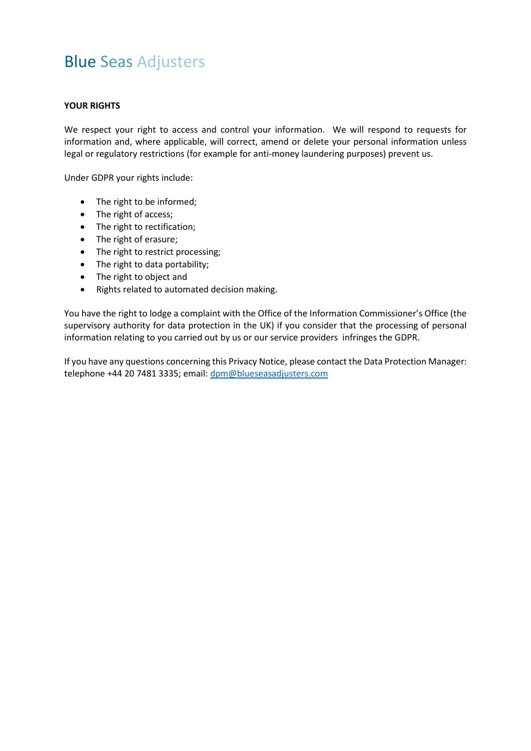# Blue Seas Adjusters

**YOUR RIGHTS**

We respect your right to access and control your information. We will respond to requests for information and, where applicable, will correct, amend or delete your personal information unless legal or regulatory restrictions (for example for anti-money laundering purposes) prevent us.

Under GDPR your rights include:

- The right to be informed;
- The right of access;
- The right to rectification;
- The right of erasure;
- The right to restrict processing;
- The right to data portability;
- The right to object and
- Rights related to automated decision making.

You have the right to lodge a complaint with the Office of the Information Commissioner's Office (the supervisory authority for data protection in the UK) if you consider that the processing of personal information relating to you carried out by us or our service providers infringes the GDPR.

If you have any questions concerning this Privacy Notice, please contact the Data Protection Manager: telephone +44 20 7481 3335; email: dpm@blueseasadjusters.com